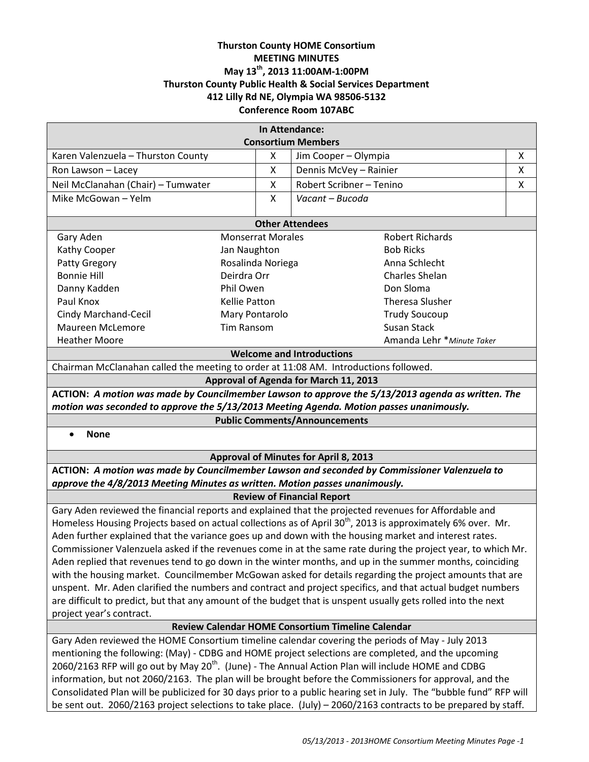# Thurston County HOME Consortium
## MEETING MINUTES
### May 13th, 2013 11:00AM-1:00PM
### Thurston County Public Health & Social Services Department
### 412 Lilly Rd NE, Olympia WA 98506-5132
### Conference Room 107ABC

**In Attendance:**
**Consortium Members**

| Member | | Member | |
|---|---|---|---|
| Karen Valenzuela – Thurston County | X | Jim Cooper – Olympia | X |
| Ron Lawson – Lacey | X | Dennis McVey – Rainier | X |
| Neil McClanahan (Chair) – Tumwater | X | Robert Scribner – Tenino | X |
| Mike McGowan – Yelm | X | *Vacant – Bucoda* | |

**Other Attendees**

| | | |
|---|---|---|
| Gary Aden | Monserrat Morales | Robert Richards |
| Kathy Cooper | Jan Naughton | Bob Ricks |
| Patty Gregory | Rosalinda Noriega | Anna Schlecht |
| Bonnie Hill | Deirdra Orr | Charles Shelan |
| Danny Kadden | Phil Owen | Don Sloma |
| Paul Knox | Kellie Patton | Theresa Slusher |
| Cindy Marchand-Cecil | Mary Pontarolo | Trudy Soucoup |
| Maureen McLemore | Tim Ransom | Susan Stack |
| Heather Moore | | Amanda Lehr *Minute Taker* |

**Welcome and Introductions**

Chairman McClanahan called the meeting to order at 11:08 AM. Introductions followed.

**Approval of Agenda for March 11, 2013**

**ACTION:** ***A motion was made by Councilmember Lawson to approve the 5/13/2013 agenda as written. The motion was seconded to approve the 5/13/2013 Meeting Agenda. Motion passes unanimously.***

**Public Comments/Announcements**

- **None**

**Approval of Minutes for April 8, 2013**

**ACTION:** ***A motion was made by Councilmember Lawson and seconded by Commissioner Valenzuela to approve the 4/8/2013 Meeting Minutes as written. Motion passes unanimously.***

**Review of Financial Report**

Gary Aden reviewed the financial reports and explained that the projected revenues for Affordable and Homeless Housing Projects based on actual collections as of April 30th, 2013 is approximately 6% over. Mr. Aden further explained that the variance goes up and down with the housing market and interest rates. Commissioner Valenzuela asked if the revenues come in at the same rate during the project year, to which Mr. Aden replied that revenues tend to go down in the winter months, and up in the summer months, coinciding with the housing market. Councilmember McGowan asked for details regarding the project amounts that are unspent. Mr. Aden clarified the numbers and contract and project specifics, and that actual budget numbers are difficult to predict, but that any amount of the budget that is unspent usually gets rolled into the next project year's contract.

**Review Calendar HOME Consortium Timeline Calendar**

Gary Aden reviewed the HOME Consortium timeline calendar covering the periods of May - July 2013 mentioning the following: (May) - CDBG and HOME project selections are completed, and the upcoming 2060/2163 RFP will go out by May 20th. (June) - The Annual Action Plan will include HOME and CDBG information, but not 2060/2163. The plan will be brought before the Commissioners for approval, and the Consolidated Plan will be publicized for 30 days prior to a public hearing set in July. The "bubble fund" RFP will be sent out. 2060/2163 project selections to take place. (July) – 2060/2163 contracts to be prepared by staff.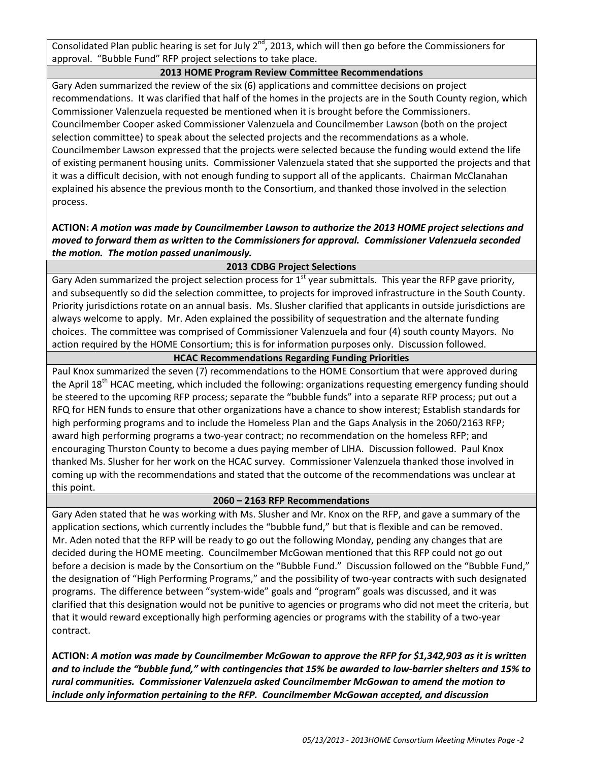Consolidated Plan public hearing is set for July 2nd, 2013, which will then go before the Commissioners for approval. "Bubble Fund" RFP project selections to take place.

### 2013 HOME Program Review Committee Recommendations

Gary Aden summarized the review of the six (6) applications and committee decisions on project recommendations. It was clarified that half of the homes in the projects are in the South County region, which Commissioner Valenzuela requested be mentioned when it is brought before the Commissioners. Councilmember Cooper asked Commissioner Valenzuela and Councilmember Lawson (both on the project selection committee) to speak about the selected projects and the recommendations as a whole. Councilmember Lawson expressed that the projects were selected because the funding would extend the life of existing permanent housing units. Commissioner Valenzuela stated that she supported the projects and that it was a difficult decision, with not enough funding to support all of the applicants. Chairman McClanahan explained his absence the previous month to the Consortium, and thanked those involved in the selection process.

**ACTION:** ***A motion was made by Councilmember Lawson to authorize the 2013 HOME project selections and moved to forward them as written to the Commissioners for approval. Commissioner Valenzuela seconded the motion. The motion passed unanimously.***

### 2013 CDBG Project Selections

Gary Aden summarized the project selection process for 1st year submittals. This year the RFP gave priority, and subsequently so did the selection committee, to projects for improved infrastructure in the South County. Priority jurisdictions rotate on an annual basis. Ms. Slusher clarified that applicants in outside jurisdictions are always welcome to apply. Mr. Aden explained the possibility of sequestration and the alternate funding choices. The committee was comprised of Commissioner Valenzuela and four (4) south county Mayors. No action required by the HOME Consortium; this is for information purposes only. Discussion followed.

### HCAC Recommendations Regarding Funding Priorities

Paul Knox summarized the seven (7) recommendations to the HOME Consortium that were approved during the April 18th HCAC meeting, which included the following: organizations requesting emergency funding should be steered to the upcoming RFP process; separate the "bubble funds" into a separate RFP process; put out a RFQ for HEN funds to ensure that other organizations have a chance to show interest; Establish standards for high performing programs and to include the Homeless Plan and the Gaps Analysis in the 2060/2163 RFP; award high performing programs a two-year contract; no recommendation on the homeless RFP; and encouraging Thurston County to become a dues paying member of LIHA. Discussion followed. Paul Knox thanked Ms. Slusher for her work on the HCAC survey. Commissioner Valenzuela thanked those involved in coming up with the recommendations and stated that the outcome of the recommendations was unclear at this point.

### 2060 – 2163 RFP Recommendations

Gary Aden stated that he was working with Ms. Slusher and Mr. Knox on the RFP, and gave a summary of the application sections, which currently includes the "bubble fund," but that is flexible and can be removed. Mr. Aden noted that the RFP will be ready to go out the following Monday, pending any changes that are decided during the HOME meeting. Councilmember McGowan mentioned that this RFP could not go out before a decision is made by the Consortium on the "Bubble Fund." Discussion followed on the "Bubble Fund," the designation of "High Performing Programs," and the possibility of two-year contracts with such designated programs. The difference between "system-wide" goals and "program" goals was discussed, and it was clarified that this designation would not be punitive to agencies or programs who did not meet the criteria, but that it would reward exceptionally high performing agencies or programs with the stability of a two-year contract.

**ACTION:** ***A motion was made by Councilmember McGowan to approve the RFP for $1,342,903 as it is written and to include the "bubble fund," with contingencies that 15% be awarded to low-barrier shelters and 15% to rural communities. Commissioner Valenzuela asked Councilmember McGowan to amend the motion to include only information pertaining to the RFP. Councilmember McGowan accepted, and discussion***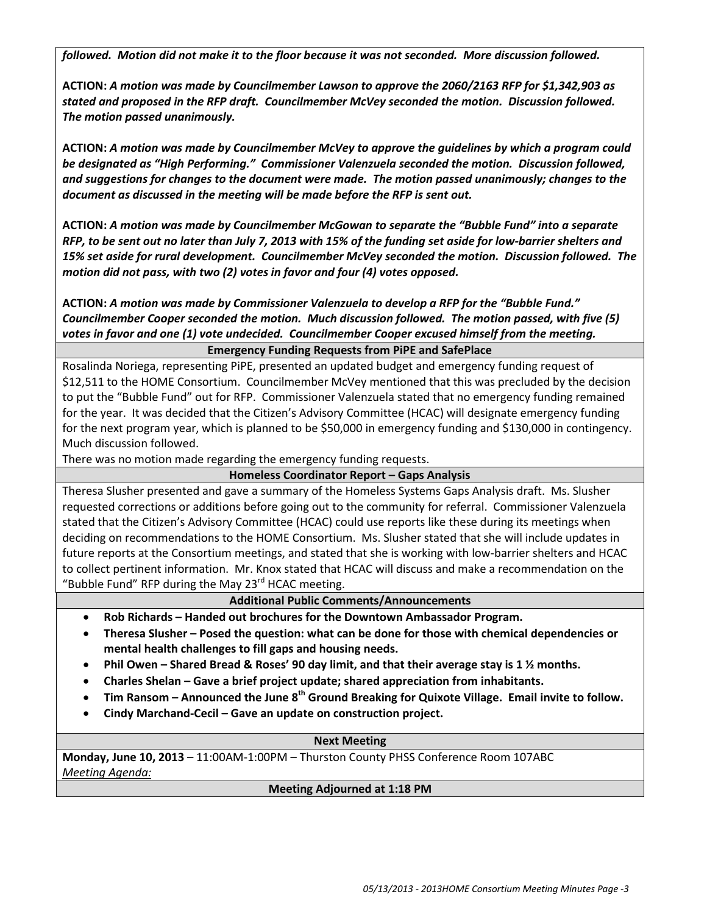***followed. Motion did not make it to the floor because it was not seconded. More discussion followed.***

**ACTION:** ***A motion was made by Councilmember Lawson to approve the 2060/2163 RFP for $1,342,903 as stated and proposed in the RFP draft. Councilmember McVey seconded the motion. Discussion followed. The motion passed unanimously.***

**ACTION:** ***A motion was made by Councilmember McVey to approve the guidelines by which a program could be designated as "High Performing." Commissioner Valenzuela seconded the motion. Discussion followed, and suggestions for changes to the document were made. The motion passed unanimously; changes to the document as discussed in the meeting will be made before the RFP is sent out.***

**ACTION:** ***A motion was made by Councilmember McGowan to separate the "Bubble Fund" into a separate RFP, to be sent out no later than July 7, 2013 with 15% of the funding set aside for low-barrier shelters and 15% set aside for rural development. Councilmember McVey seconded the motion. Discussion followed. The motion did not pass, with two (2) votes in favor and four (4) votes opposed.***

**ACTION:** ***A motion was made by Commissioner Valenzuela to develop a RFP for the "Bubble Fund." Councilmember Cooper seconded the motion. Much discussion followed. The motion passed, with five (5) votes in favor and one (1) vote undecided. Councilmember Cooper excused himself from the meeting.***

**Emergency Funding Requests from PiPE and SafePlace**

Rosalinda Noriega, representing PiPE, presented an updated budget and emergency funding request of $12,511 to the HOME Consortium. Councilmember McVey mentioned that this was precluded by the decision to put the "Bubble Fund" out for RFP. Commissioner Valenzuela stated that no emergency funding remained for the year. It was decided that the Citizen's Advisory Committee (HCAC) will designate emergency funding for the next program year, which is planned to be $50,000 in emergency funding and $130,000 in contingency. Much discussion followed.

There was no motion made regarding the emergency funding requests.

**Homeless Coordinator Report – Gaps Analysis**

Theresa Slusher presented and gave a summary of the Homeless Systems Gaps Analysis draft. Ms. Slusher requested corrections or additions before going out to the community for referral. Commissioner Valenzuela stated that the Citizen's Advisory Committee (HCAC) could use reports like these during its meetings when deciding on recommendations to the HOME Consortium. Ms. Slusher stated that she will include updates in future reports at the Consortium meetings, and stated that she is working with low-barrier shelters and HCAC to collect pertinent information. Mr. Knox stated that HCAC will discuss and make a recommendation on the "Bubble Fund" RFP during the May 23rd HCAC meeting.

**Additional Public Comments/Announcements**

- **Rob Richards – Handed out brochures for the Downtown Ambassador Program.**
- **Theresa Slusher – Posed the question: what can be done for those with chemical dependencies or mental health challenges to fill gaps and housing needs.**
- **Phil Owen – Shared Bread & Roses' 90 day limit, and that their average stay is 1 ½ months.**
- **Charles Shelan – Gave a brief project update; shared appreciation from inhabitants.**
- **Tim Ransom – Announced the June 8th Ground Breaking for Quixote Village. Email invite to follow.**
- **Cindy Marchand-Cecil – Gave an update on construction project.**

**Next Meeting**

**Monday, June 10, 2013** – 11:00AM-1:00PM – Thurston County PHSS Conference Room 107ABC

*Meeting Agenda:*

**Meeting Adjourned at 1:18 PM**